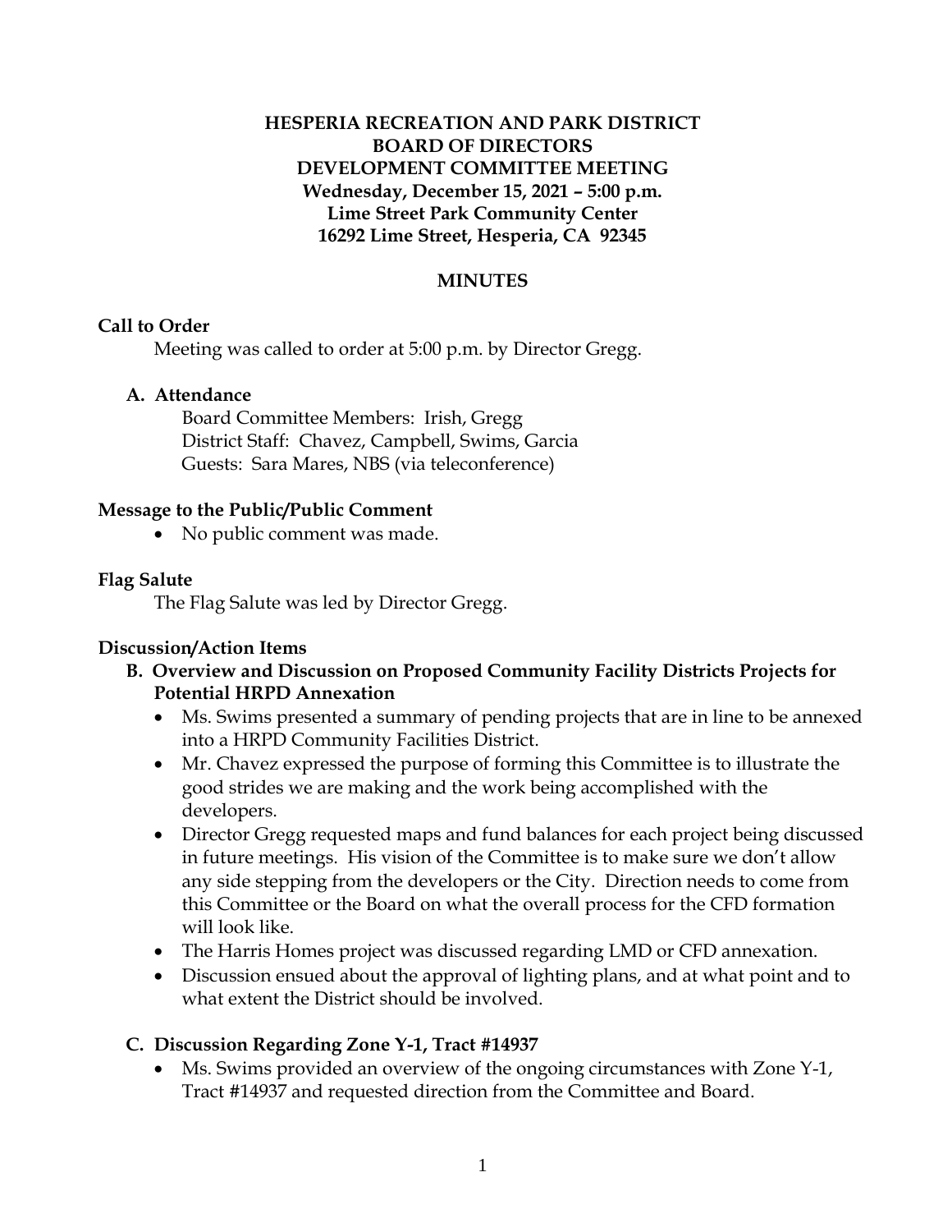**HESPERIA RECREATION AND PARK DISTRICT**
**BOARD OF DIRECTORS**
**DEVELOPMENT COMMITTEE MEETING**
**Wednesday, December 15, 2021 – 5:00 p.m.**
**Lime Street Park Community Center**
**16292 Lime Street, Hesperia, CA 92345**

**MINUTES**

**Call to Order**

Meeting was called to order at 5:00 p.m. by Director Gregg.

**A. Attendance**

Board Committee Members: Irish, Gregg
District Staff: Chavez, Campbell, Swims, Garcia
Guests: Sara Mares, NBS (via teleconference)

**Message to the Public/Public Comment**

- No public comment was made.

**Flag Salute**

The Flag Salute was led by Director Gregg.

**Discussion/Action Items**

**B. Overview and Discussion on Proposed Community Facility Districts Projects for Potential HRPD Annexation**

- Ms. Swims presented a summary of pending projects that are in line to be annexed into a HRPD Community Facilities District.
- Mr. Chavez expressed the purpose of forming this Committee is to illustrate the good strides we are making and the work being accomplished with the developers.
- Director Gregg requested maps and fund balances for each project being discussed in future meetings. His vision of the Committee is to make sure we don't allow any side stepping from the developers or the City. Direction needs to come from this Committee or the Board on what the overall process for the CFD formation will look like.
- The Harris Homes project was discussed regarding LMD or CFD annexation.
- Discussion ensued about the approval of lighting plans, and at what point and to what extent the District should be involved.

**C. Discussion Regarding Zone Y-1, Tract #14937**

- Ms. Swims provided an overview of the ongoing circumstances with Zone Y-1, Tract #14937 and requested direction from the Committee and Board.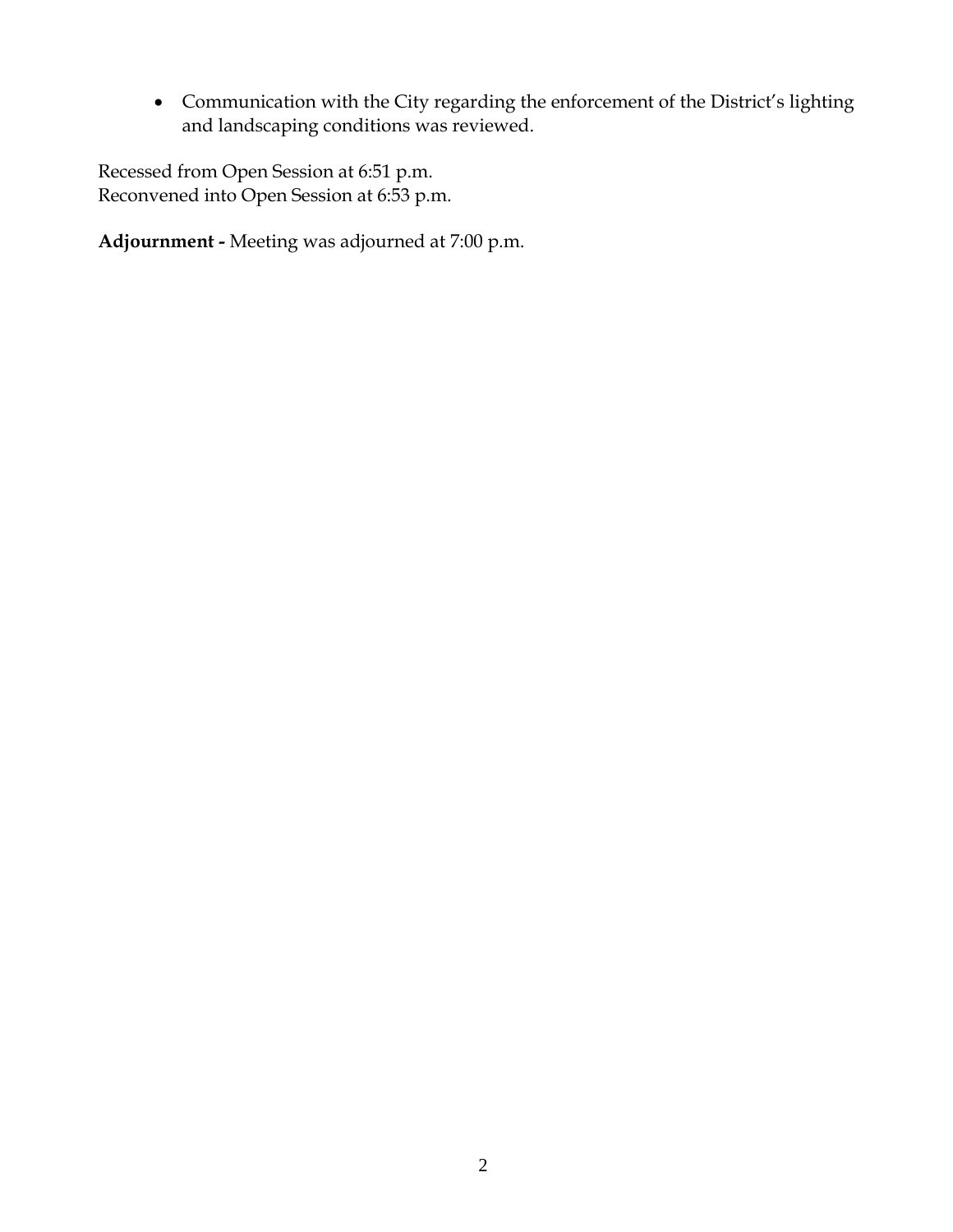- Communication with the City regarding the enforcement of the District's lighting and landscaping conditions was reviewed.

Recessed from Open Session at 6:51 p.m.
Reconvened into Open Session at 6:53 p.m.

**Adjournment -** Meeting was adjourned at 7:00 p.m.